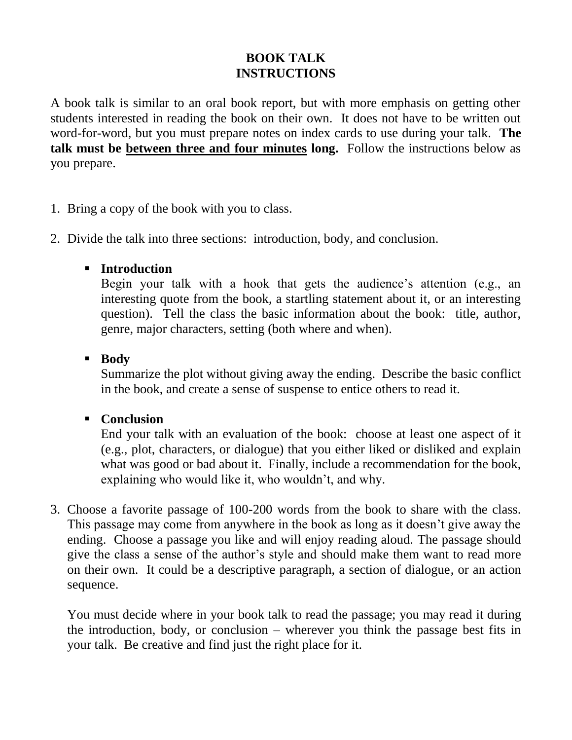# BOOK TALK
# INSTRUCTIONS

A book talk is similar to an oral book report, but with more emphasis on getting other students interested in reading the book on their own. It does not have to be written out word-for-word, but you must prepare notes on index cards to use during your talk. **The talk must be <u>between three and four minutes</u> long.** Follow the instructions below as you prepare.

1. Bring a copy of the book with you to class.

2. Divide the talk into three sections: introduction, body, and conclusion.

   - **Introduction**
     Begin your talk with a hook that gets the audience's attention (e.g., an interesting quote from the book, a startling statement about it, or an interesting question). Tell the class the basic information about the book: title, author, genre, major characters, setting (both where and when).

   - **Body**
     Summarize the plot without giving away the ending. Describe the basic conflict in the book, and create a sense of suspense to entice others to read it.

   - **Conclusion**
     End your talk with an evaluation of the book: choose at least one aspect of it (e.g., plot, characters, or dialogue) that you either liked or disliked and explain what was good or bad about it. Finally, include a recommendation for the book, explaining who would like it, who wouldn't, and why.

3. Choose a favorite passage of 100-200 words from the book to share with the class. This passage may come from anywhere in the book as long as it doesn't give away the ending. Choose a passage you like and will enjoy reading aloud. The passage should give the class a sense of the author's style and should make them want to read more on their own. It could be a descriptive paragraph, a section of dialogue, or an action sequence.

   You must decide where in your book talk to read the passage; you may read it during the introduction, body, or conclusion – wherever you think the passage best fits in your talk. Be creative and find just the right place for it.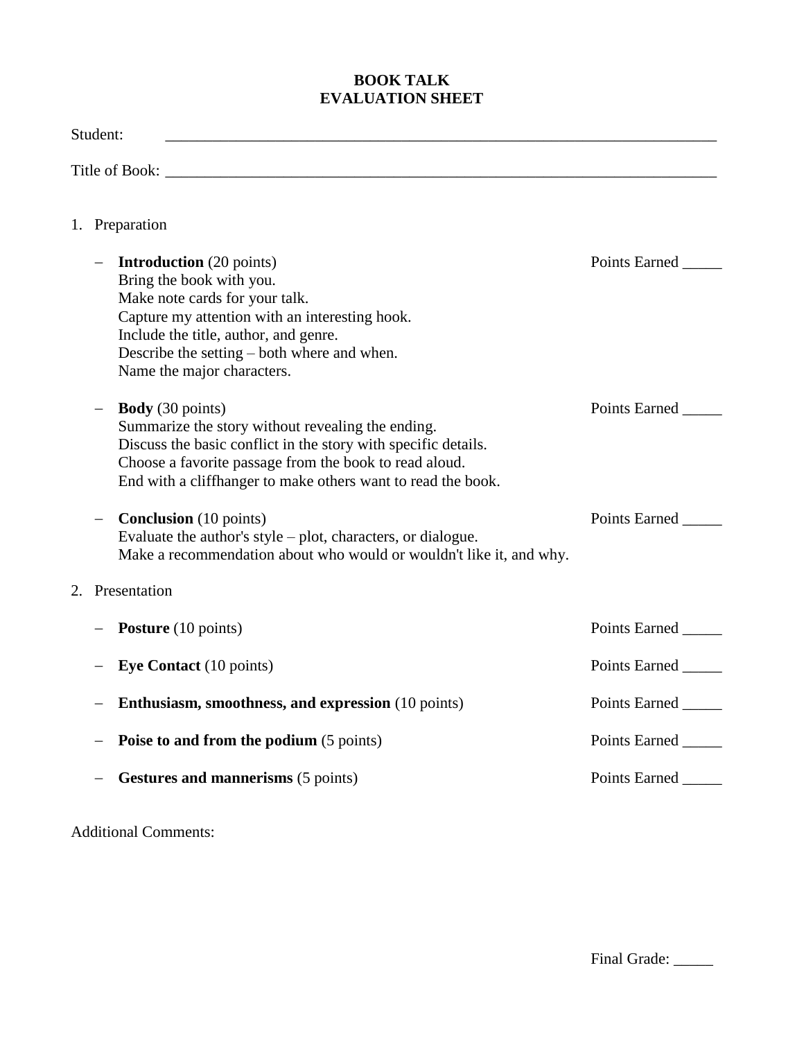# BOOK TALK
# EVALUATION SHEET

Student: ___________________________________________________________________________

Title of Book: ___________________________________________________________________________

1. Preparation

   – **Introduction** (20 points) Points Earned _____
     Bring the book with you.
     Make note cards for your talk.
     Capture my attention with an interesting hook.
     Include the title, author, and genre.
     Describe the setting – both where and when.
     Name the major characters.

   – **Body** (30 points) Points Earned _____
     Summarize the story without revealing the ending.
     Discuss the basic conflict in the story with specific details.
     Choose a favorite passage from the book to read aloud.
     End with a cliffhanger to make others want to read the book.

   – **Conclusion** (10 points) Points Earned _____
     Evaluate the author's style – plot, characters, or dialogue.
     Make a recommendation about who would or wouldn't like it, and why.

2. Presentation

   – **Posture** (10 points) Points Earned _____

   – **Eye Contact** (10 points) Points Earned _____

   – **Enthusiasm, smoothness, and expression** (10 points) Points Earned _____

   – **Poise to and from the podium** (5 points) Points Earned _____

   – **Gestures and mannerisms** (5 points) Points Earned _____

Additional Comments:

Final Grade: _____